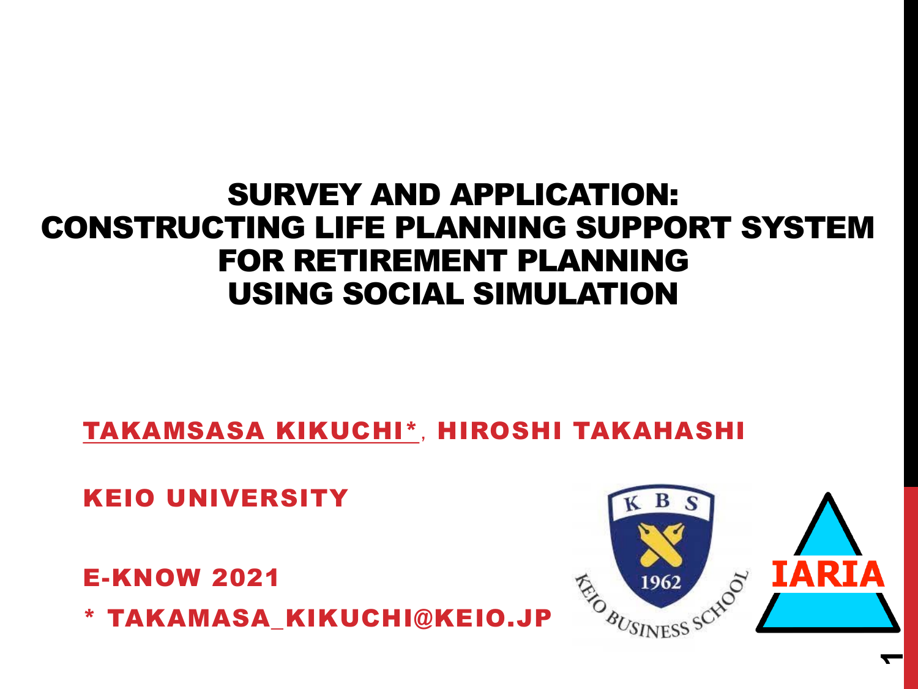# SURVEY AND APPLICATION: CONSTRUCTING LIFE PLANNING SUPPORT SYSTEM FOR RETIREMENT PLANNING USING SOCIAL SIMULATION

TAKAMSASA KIKUCHI*, HIROSHI TAKAHASHI

KEIO UNIVERSITY

E-KNOW 2021

* TAKAMASA_KIKUCHI@KEIO.JP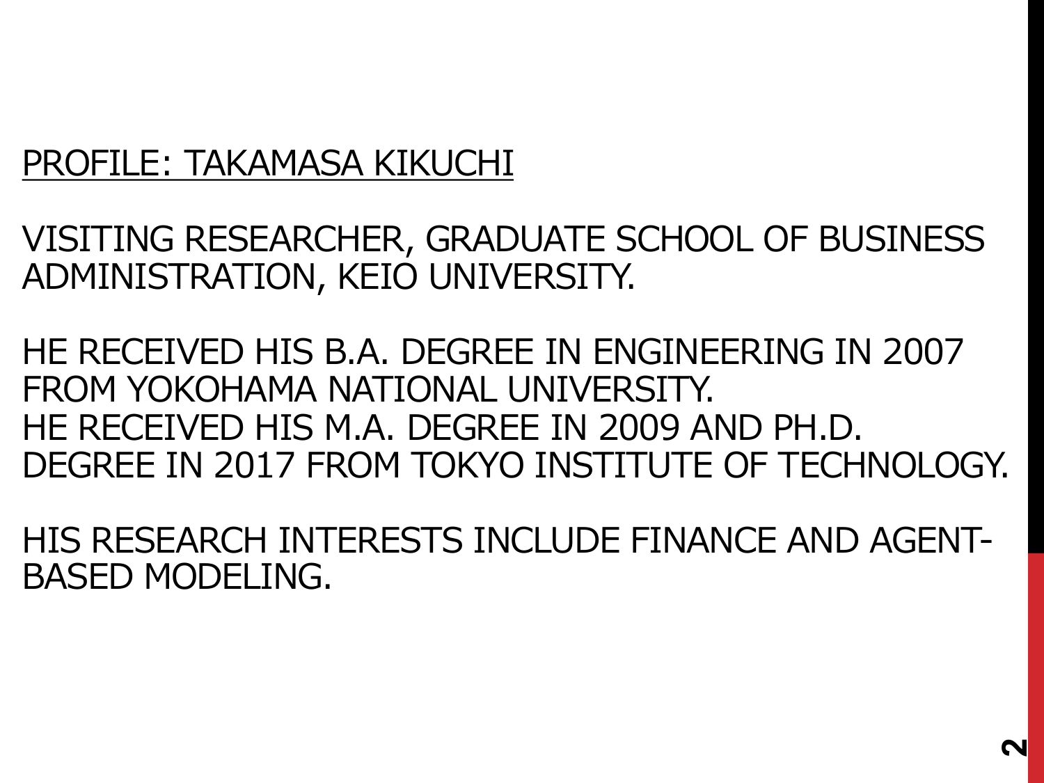# PROFILE: TAKAMASA KIKUCHI

VISITING RESEARCHER, GRADUATE SCHOOL OF BUSINESS ADMINISTRATION, KEIO UNIVERSITY.

HE RECEIVED HIS B.A. DEGREE IN ENGINEERING IN 2007 FROM YOKOHAMA NATIONAL UNIVERSITY.
HE RECEIVED HIS M.A. DEGREE IN 2009 AND PH.D. DEGREE IN 2017 FROM TOKYO INSTITUTE OF TECHNOLOGY.

HIS RESEARCH INTERESTS INCLUDE FINANCE AND AGENT-BASED MODELING.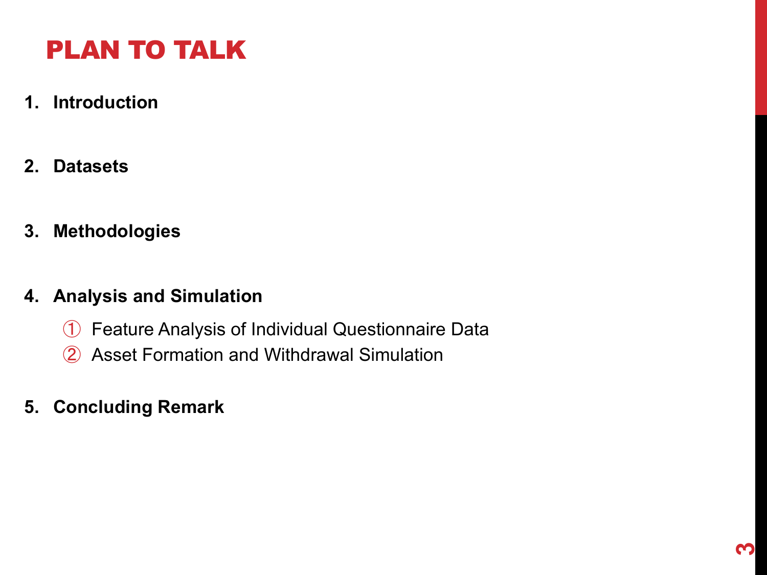# PLAN TO TALK

1. **Introduction**

2. **Datasets**

3. **Methodologies**

4. **Analysis and Simulation**
   ① Feature Analysis of Individual Questionnaire Data
   ② Asset Formation and Withdrawal Simulation

5. **Concluding Remark**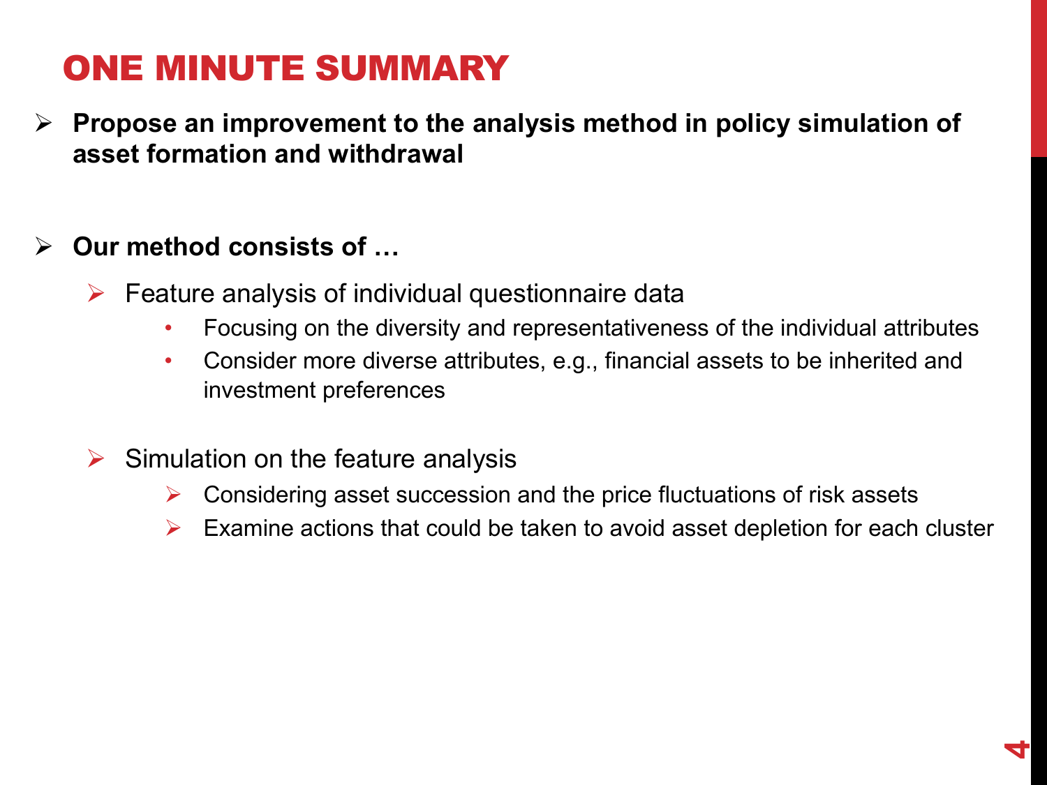# ONE MINUTE SUMMARY

- **Propose an improvement to the analysis method in policy simulation of asset formation and withdrawal**

- **Our method consists of …**
  - Feature analysis of individual questionnaire data
    - Focusing on the diversity and representativeness of the individual attributes
    - Consider more diverse attributes, e.g., financial assets to be inherited and investment preferences
  - Simulation on the feature analysis
    - Considering asset succession and the price fluctuations of risk assets
    - Examine actions that could be taken to avoid asset depletion for each cluster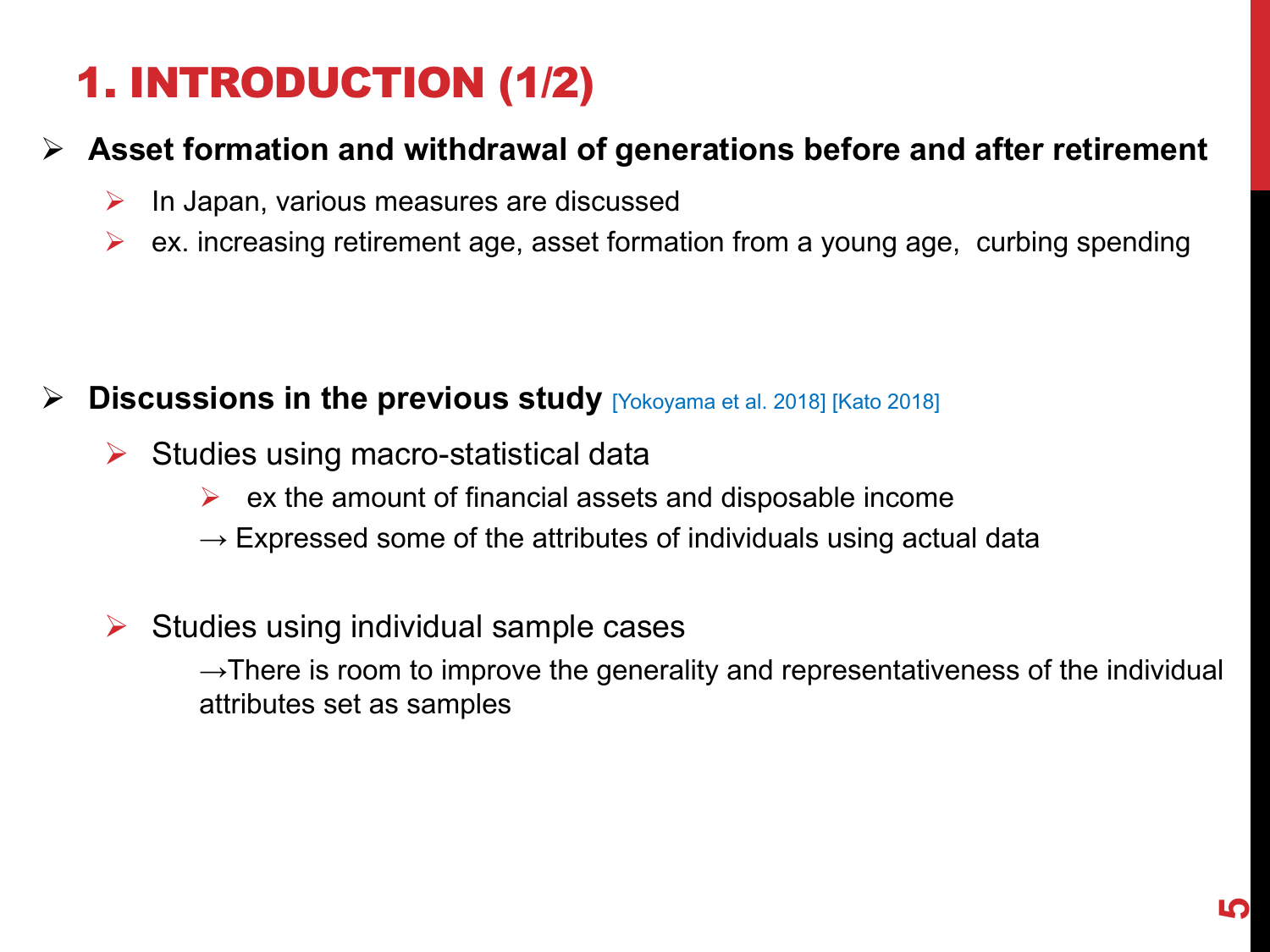# 1. INTRODUCTION (1/2)

- **Asset formation and withdrawal of generations before and after retirement**
  - In Japan, various measures are discussed
  - ex. increasing retirement age, asset formation from a young age, curbing spending

- **Discussions in the previous study** [Yokoyama et al. 2018] [Kato 2018]
  - Studies using macro-statistical data
    - ex the amount of financial assets and disposable income

    → Expressed some of the attributes of individuals using actual data

  - Studies using individual sample cases

    →There is room to improve the generality and representativeness of the individual attributes set as samples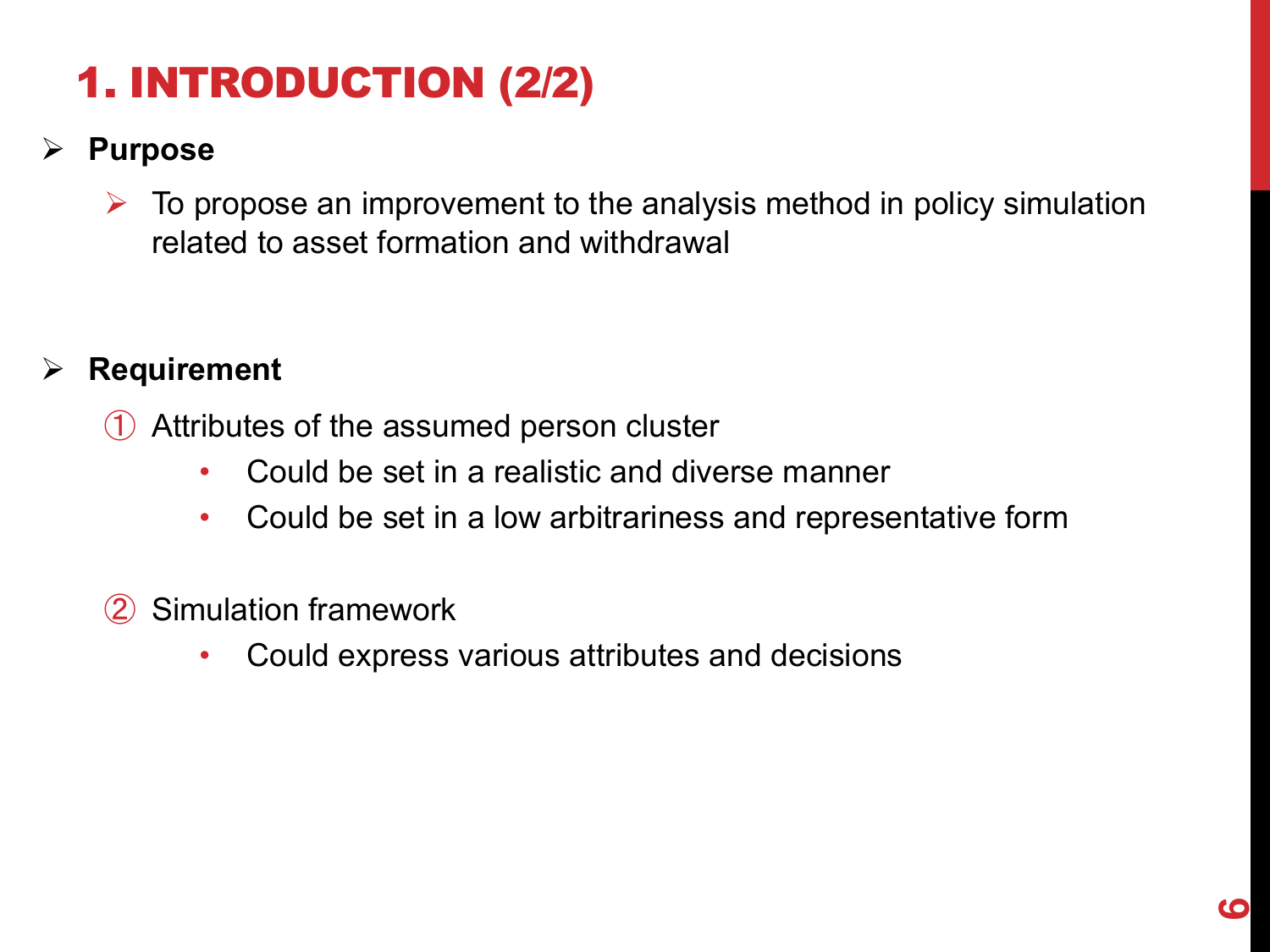# 1. INTRODUCTION (2/2)

- **Purpose**
  - To propose an improvement to the analysis method in policy simulation related to asset formation and withdrawal

- **Requirement**

  ① Attributes of the assumed person cluster
  - Could be set in a realistic and diverse manner
  - Could be set in a low arbitrariness and representative form

  ② Simulation framework
  - Could express various attributes and decisions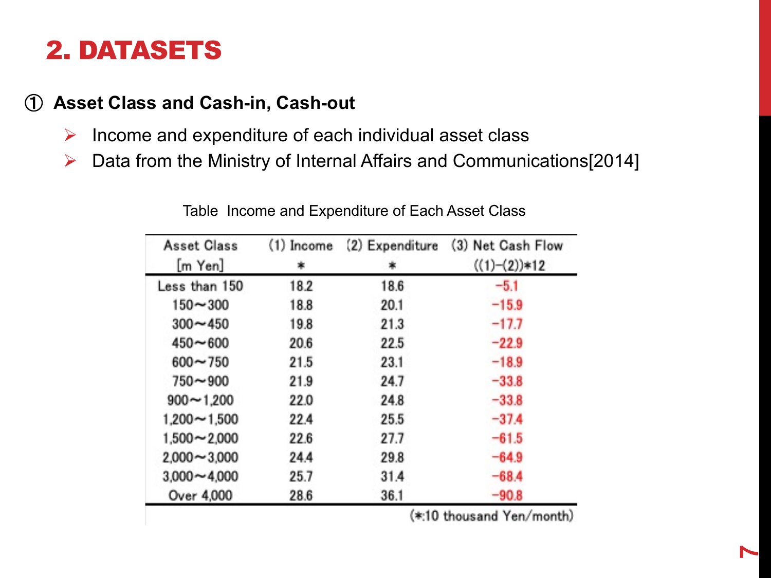# 2. DATASETS

## ① Asset Class and Cash-in, Cash-out

- Income and expenditure of each individual asset class
- Data from the Ministry of Internal Affairs and Communications[2014]

Table Income and Expenditure of Each Asset Class

| Asset Class [m Yen] | (1) Income * | (2) Expenditure * | (3) Net Cash Flow ((1)−(2))*12 |
|---|---|---|---|
| Less than 150 | 18.2 | 18.6 | −5.1 |
| 150〜300 | 18.8 | 20.1 | −15.9 |
| 300〜450 | 19.8 | 21.3 | −17.7 |
| 450〜600 | 20.6 | 22.5 | −22.9 |
| 600〜750 | 21.5 | 23.1 | −18.9 |
| 750〜900 | 21.9 | 24.7 | −33.8 |
| 900〜1,200 | 22.0 | 24.8 | −33.8 |
| 1,200〜1,500 | 22.4 | 25.5 | −37.4 |
| 1,500〜2,000 | 22.6 | 27.7 | −61.5 |
| 2,000〜3,000 | 24.4 | 29.8 | −64.9 |
| 3,000〜4,000 | 25.7 | 31.4 | −68.4 |
| Over 4,000 | 28.6 | 36.1 | −90.8 |

(*:10 thousand Yen/month)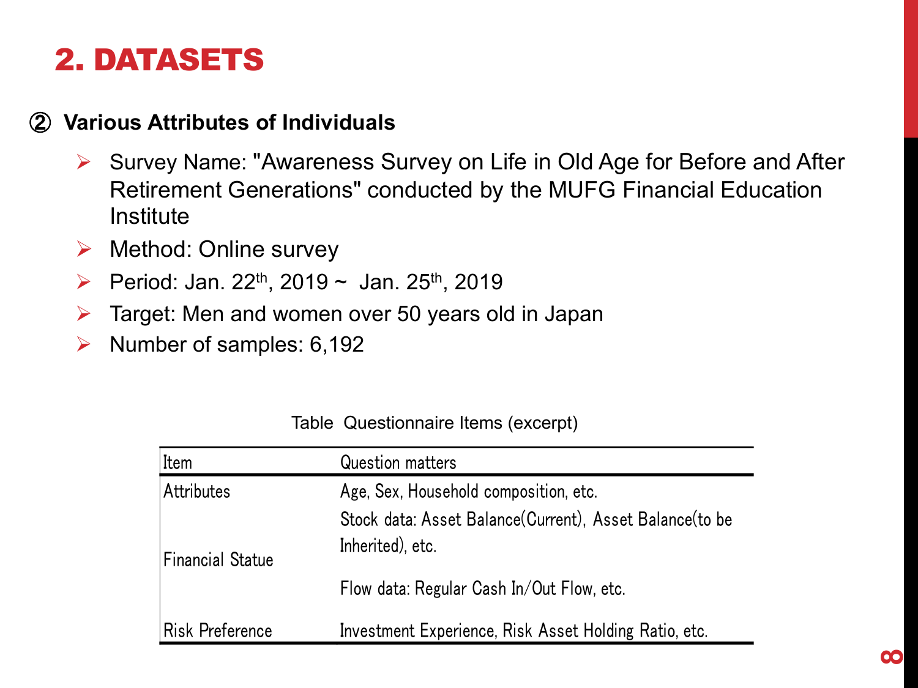# 2. DATASETS

② **Various Attributes of Individuals**

- Survey Name: "Awareness Survey on Life in Old Age for Before and After Retirement Generations" conducted by the MUFG Financial Education Institute
- Method: Online survey
- Period: Jan. 22th, 2019 ~ Jan. 25th, 2019
- Target: Men and women over 50 years old in Japan
- Number of samples: 6,192

Table Questionnaire Items (excerpt)

| Item | Question matters |
|---|---|
| Attributes | Age, Sex, Household composition, etc. |
| Financial Statue | Stock data: Asset Balance(Current), Asset Balance(to be Inherited), etc. |
| | Flow data: Regular Cash In/Out Flow, etc. |
| Risk Preference | Investment Experience, Risk Asset Holding Ratio, etc. |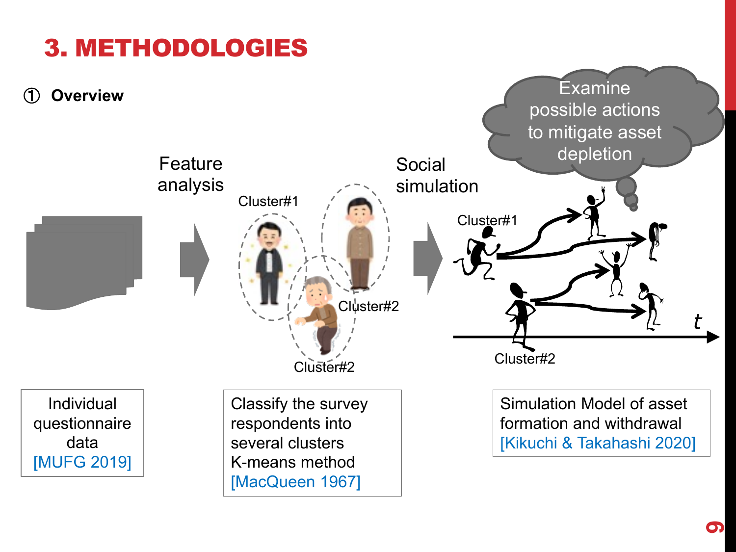# 3. METHODOLOGIES

① **Overview**

Feature analysis

Cluster#1

Cluster#2

Cluster#2

Social simulation

Examine possible actions to mitigate asset depletion

Cluster#1

Cluster#2

$t$

Individual questionnaire data [MUFG 2019]

Classify the survey respondents into several clusters K-means method [MacQueen 1967]

Simulation Model of asset formation and withdrawal [Kikuchi & Takahashi 2020]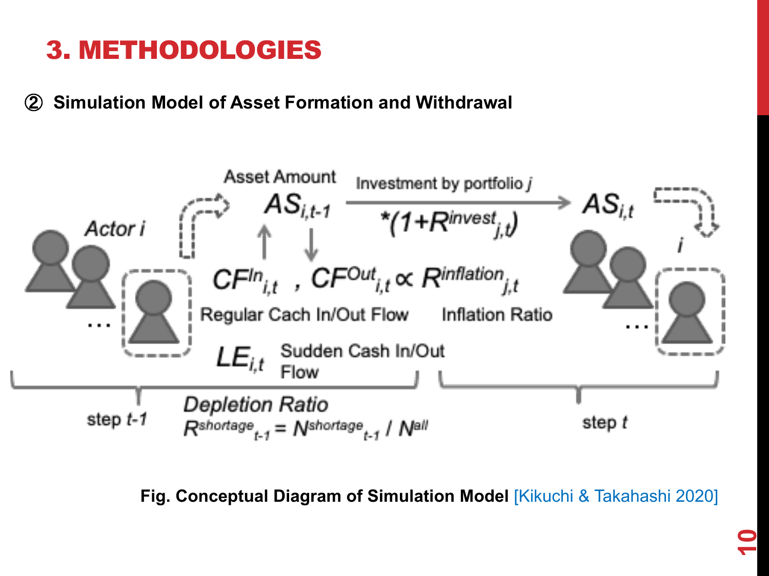# 3. METHODOLOGIES

## ② Simulation Model of Asset Formation and Withdrawal

Asset Amount $AS_{i,t-1}$ — Investment by portfolio $j$ $*(1+R^{invest}_{j,t})$ → $AS_{i,t}$

Actor $i$

$CF^{In}_{i,t}$ , $CF^{Out}_{i,t} \propto R^{inflation}_{j,t}$

Regular Cach In/Out Flow — Inflation Ratio

$LE_{i,t}$ Sudden Cash In/Out Flow

step $t$-1 — step $t$

Depletion Ratio

$R^{shortage}_{t-1} = N^{shortage}_{t-1} / N^{all}$

**Fig. Conceptual Diagram of Simulation Model** [Kikuchi & Takahashi 2020]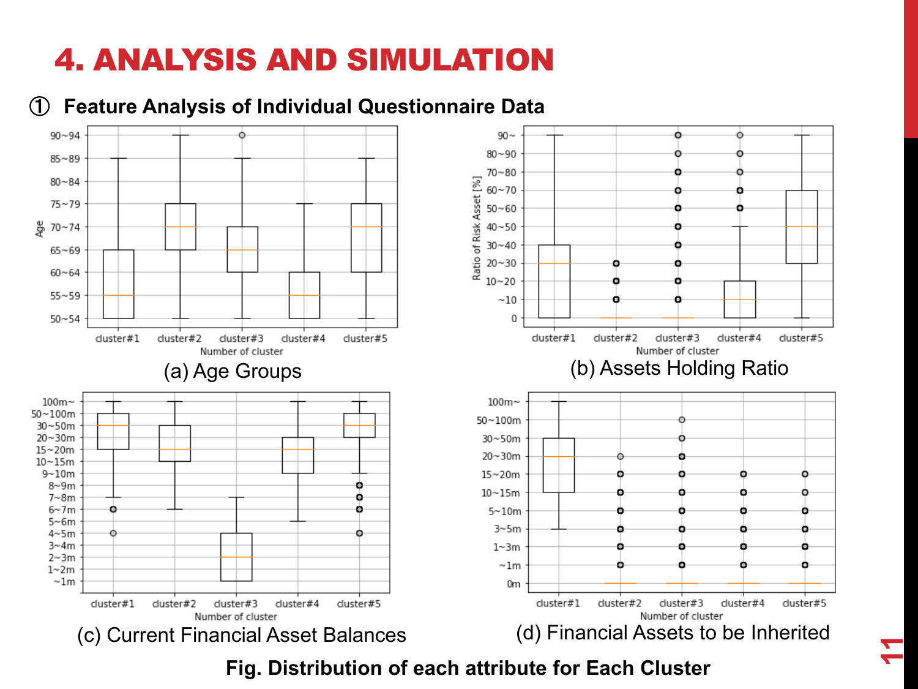# 4. ANALYSIS AND SIMULATION

## ① Feature Analysis of Individual Questionnaire Data

(a) Age Groups

(b) Assets Holding Ratio

(c) Current Financial Asset Balances

(d) Financial Assets to be Inherited

**Fig. Distribution of each attribute for Each Cluster**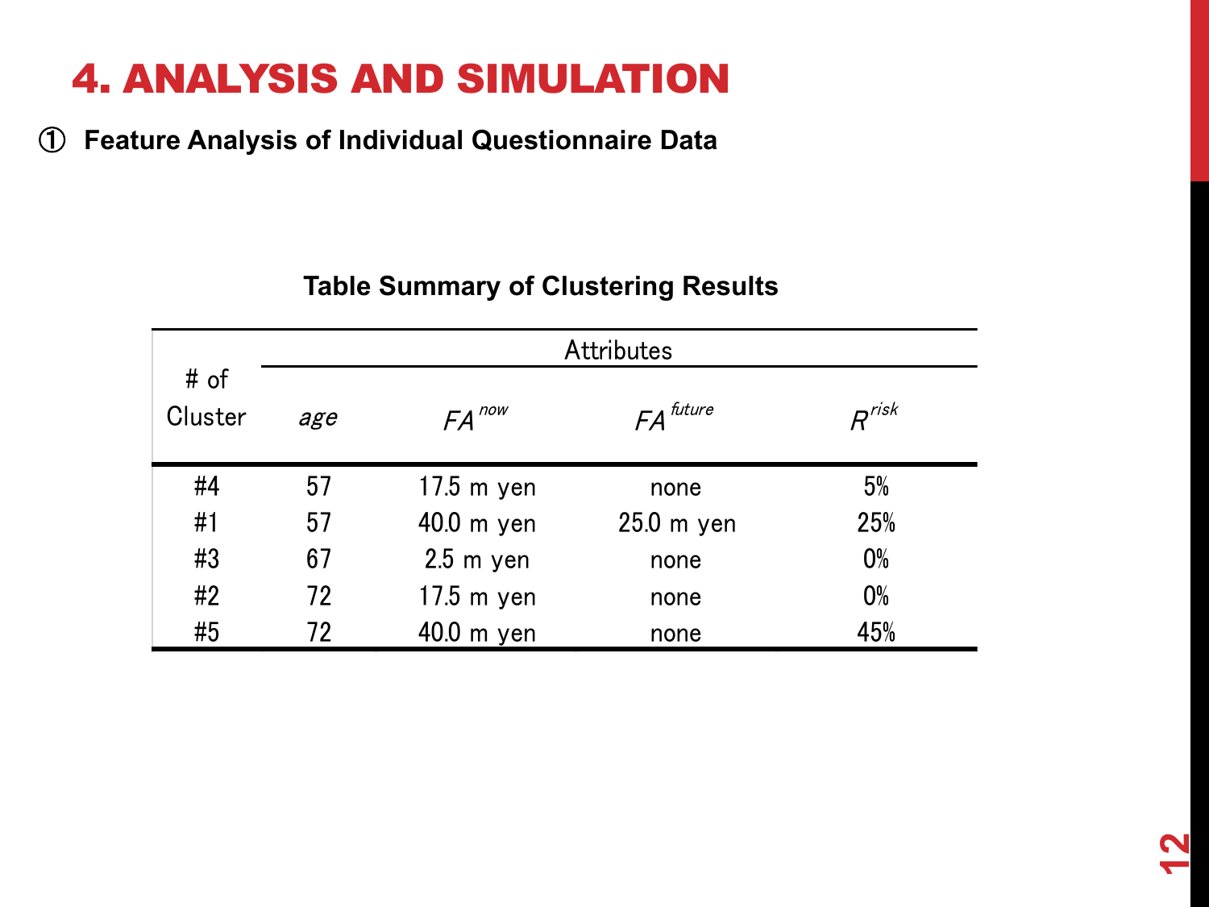# 4. ANALYSIS AND SIMULATION

① **Feature Analysis of Individual Questionnaire Data**

**Table Summary of Clustering Results**

| # of Cluster | Attributes | | | |
|---|---|---|---|---|
| | *age* | $FA^{now}$ | $FA^{future}$ | $R^{risk}$ |
| #4 | 57 | 17.5 m yen | none | 5% |
| #1 | 57 | 40.0 m yen | 25.0 m yen | 25% |
| #3 | 67 | 2.5 m yen | none | 0% |
| #2 | 72 | 17.5 m yen | none | 0% |
| #5 | 72 | 40.0 m yen | none | 45% |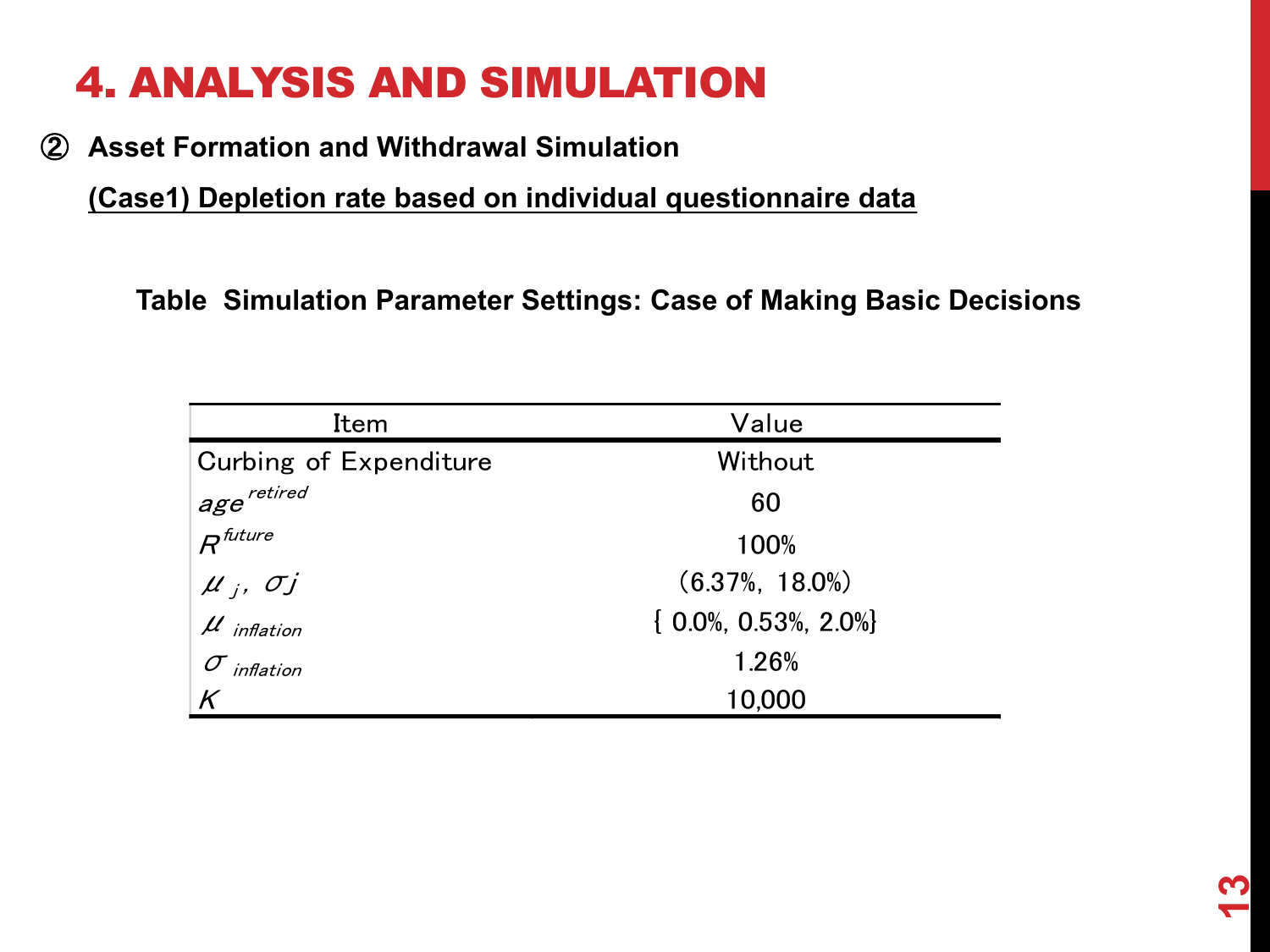# 4. ANALYSIS AND SIMULATION

② **Asset Formation and Withdrawal Simulation**

**(Case1) Depletion rate based on individual questionnaire data**

**Table Simulation Parameter Settings: Case of Making Basic Decisions**

| Item | Value |
|---|---|
| Curbing of Expenditure | Without |
| $age^{retired}$ | 60 |
| $R^{future}$ | 100% |
| $\mu_j$, $\sigma j$ | (6.37%, 18.0%) |
| $\mu_{inflation}$ | { 0.0%, 0.53%, 2.0%} |
| $\sigma_{inflation}$ | 1.26% |
| $K$ | 10,000 |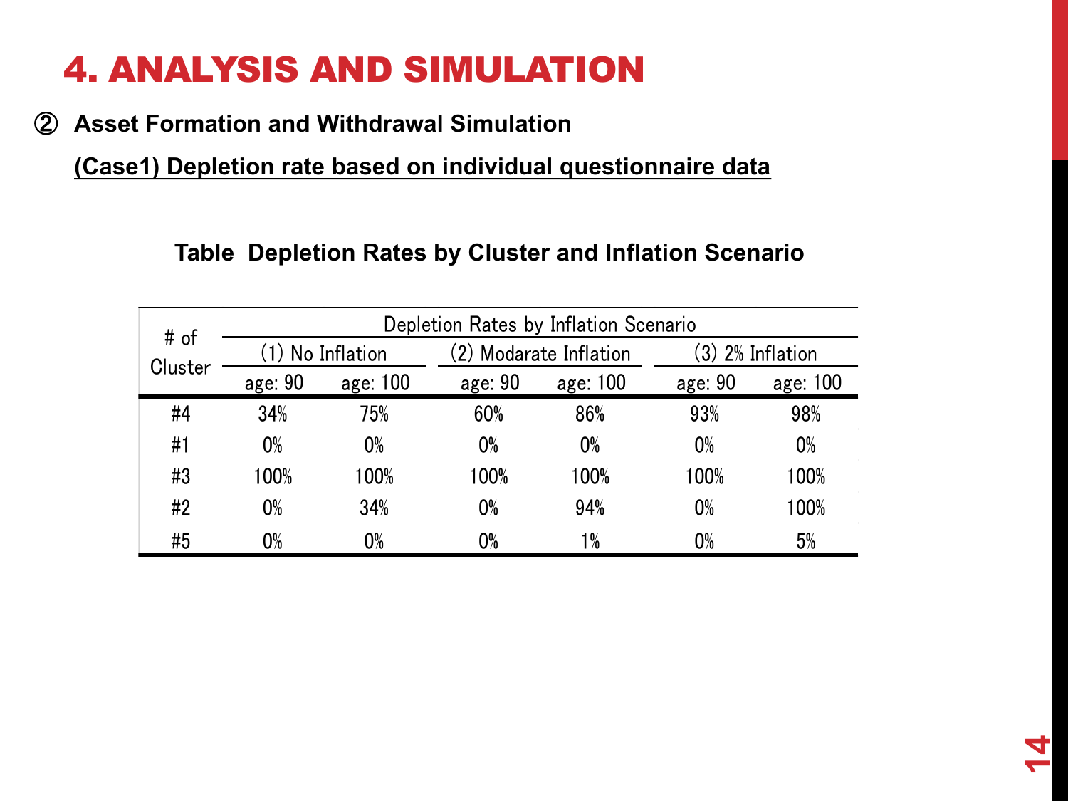# 4. ANALYSIS AND SIMULATION

② **Asset Formation and Withdrawal Simulation**

**(Case1) Depletion rate based on individual questionnaire data**

**Table Depletion Rates by Cluster and Inflation Scenario**

| # of Cluster | Depletion Rates by Inflation Scenario | | | | | |
|---|---|---|---|---|---|---|
| | (1) No Inflation | | (2) Modarate Inflation | | (3) 2% Inflation | |
| | age: 90 | age: 100 | age: 90 | age: 100 | age: 90 | age: 100 |
| #4 | 34% | 75% | 60% | 86% | 93% | 98% |
| #1 | 0% | 0% | 0% | 0% | 0% | 0% |
| #3 | 100% | 100% | 100% | 100% | 100% | 100% |
| #2 | 0% | 34% | 0% | 94% | 0% | 100% |
| #5 | 0% | 0% | 0% | 1% | 0% | 5% |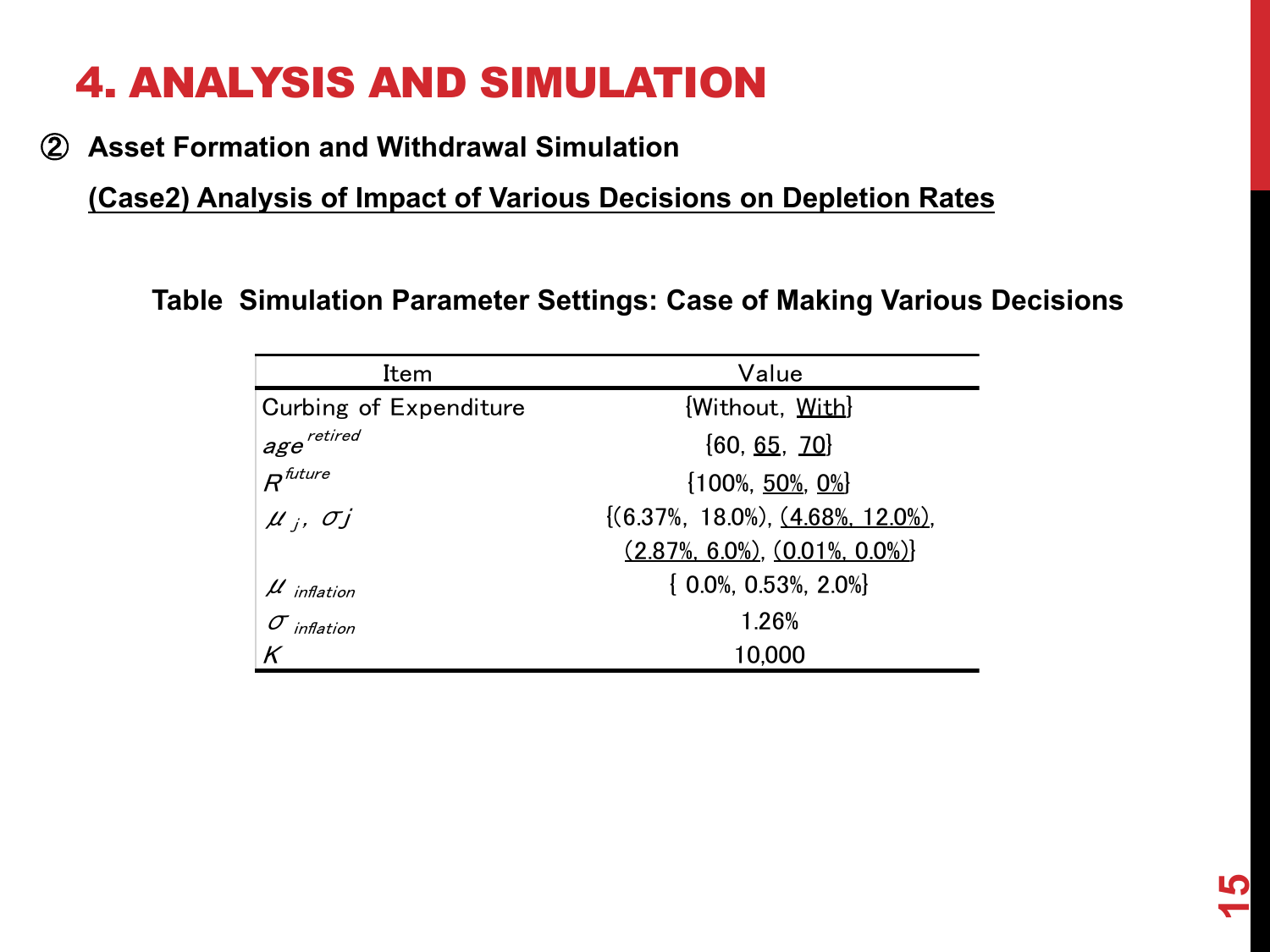# 4. ANALYSIS AND SIMULATION

② **Asset Formation and Withdrawal Simulation**

**(Case2) Analysis of Impact of Various Decisions on Depletion Rates**

**Table Simulation Parameter Settings: Case of Making Various Decisions**

| Item | Value |
|---|---|
| Curbing of Expenditure | {Without, <u>With</u>} |
| $age^{retired}$ | {60, <u>65</u>, <u>70</u>} |
| $R^{future}$ | {100%, <u>50%</u>, <u>0%</u>} |
| $\mu_j$, $\sigma j$ | {(6.37%, 18.0%), <u>(4.68%, 12.0%)</u>, <u>(2.87%, 6.0%)</u>, <u>(0.01%, 0.0%)</u>} |
| $\mu_{inflation}$ | { 0.0%, 0.53%, 2.0%} |
| $\sigma_{inflation}$ | 1.26% |
| $K$ | 10,000 |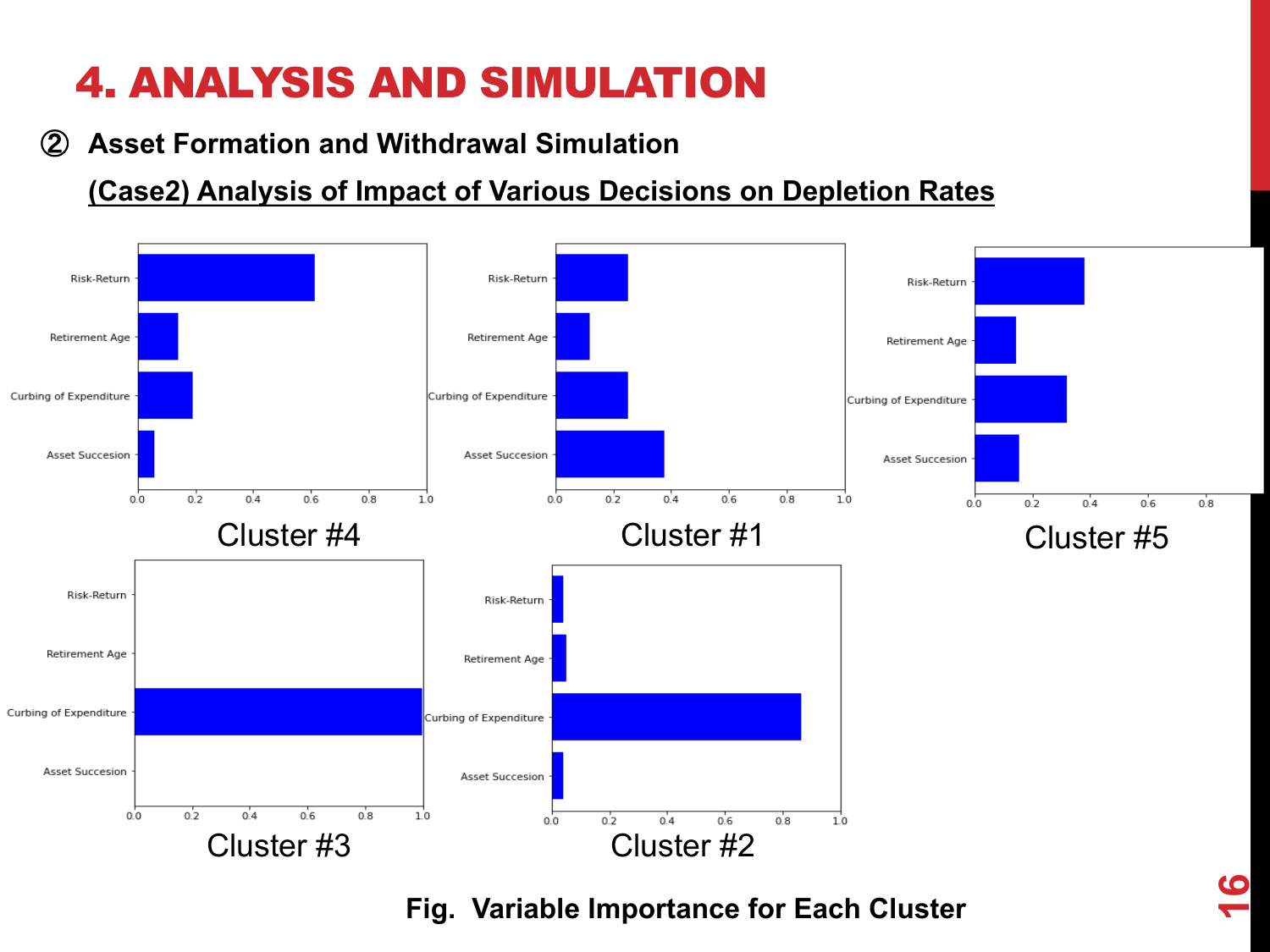# 4. ANALYSIS AND SIMULATION

② **Asset Formation and Withdrawal Simulation**

**(Case2) Analysis of Impact of Various Decisions on Depletion Rates**

Cluster #4

Cluster #1

Cluster #5

Cluster #3

Cluster #2

**Fig. Variable Importance for Each Cluster**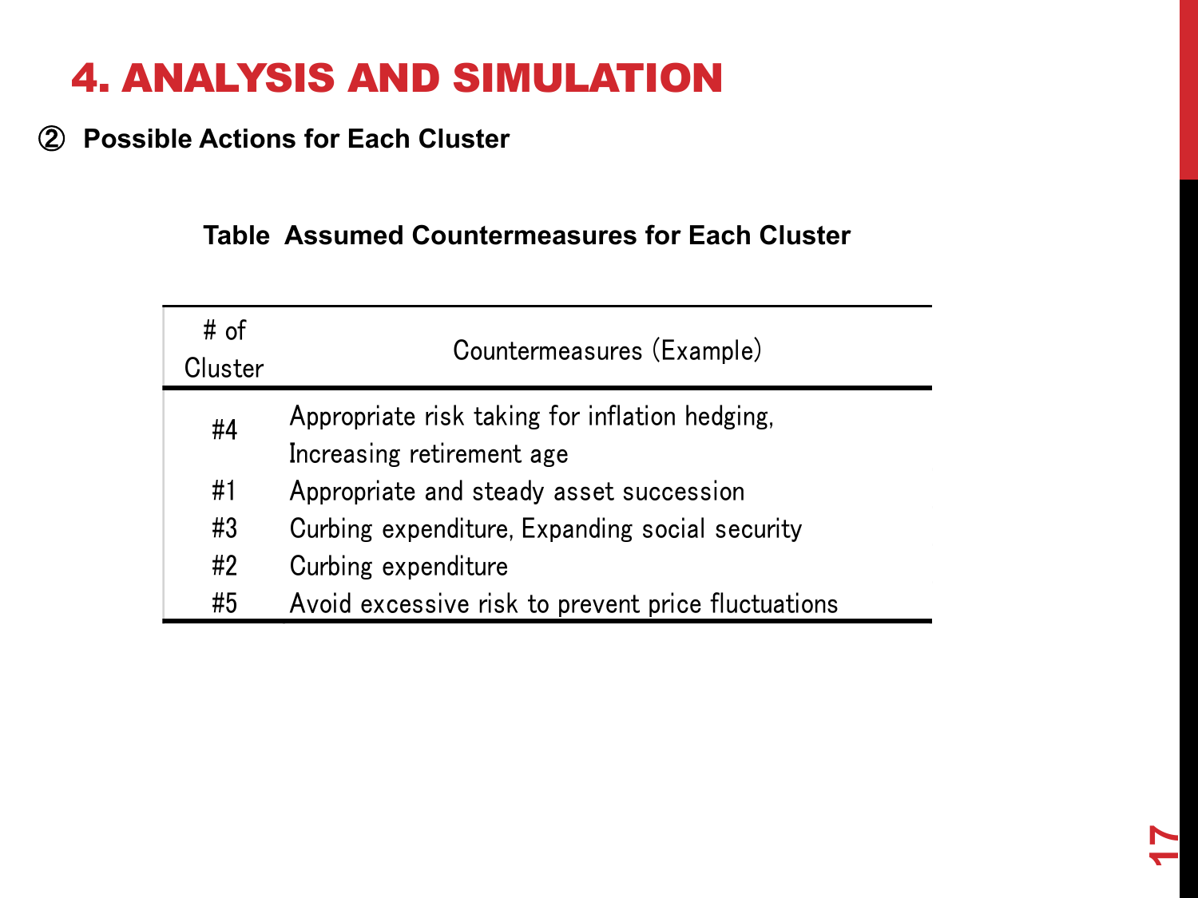# 4. ANALYSIS AND SIMULATION

**② Possible Actions for Each Cluster**

**Table Assumed Countermeasures for Each Cluster**

| # of Cluster | Countermeasures (Example) |
|---|---|
| #4 | Appropriate risk taking for inflation hedging, Increasing retirement age |
| #1 | Appropriate and steady asset succession |
| #3 | Curbing expenditure, Expanding social security |
| #2 | Curbing expenditure |
| #5 | Avoid excessive risk to prevent price fluctuations |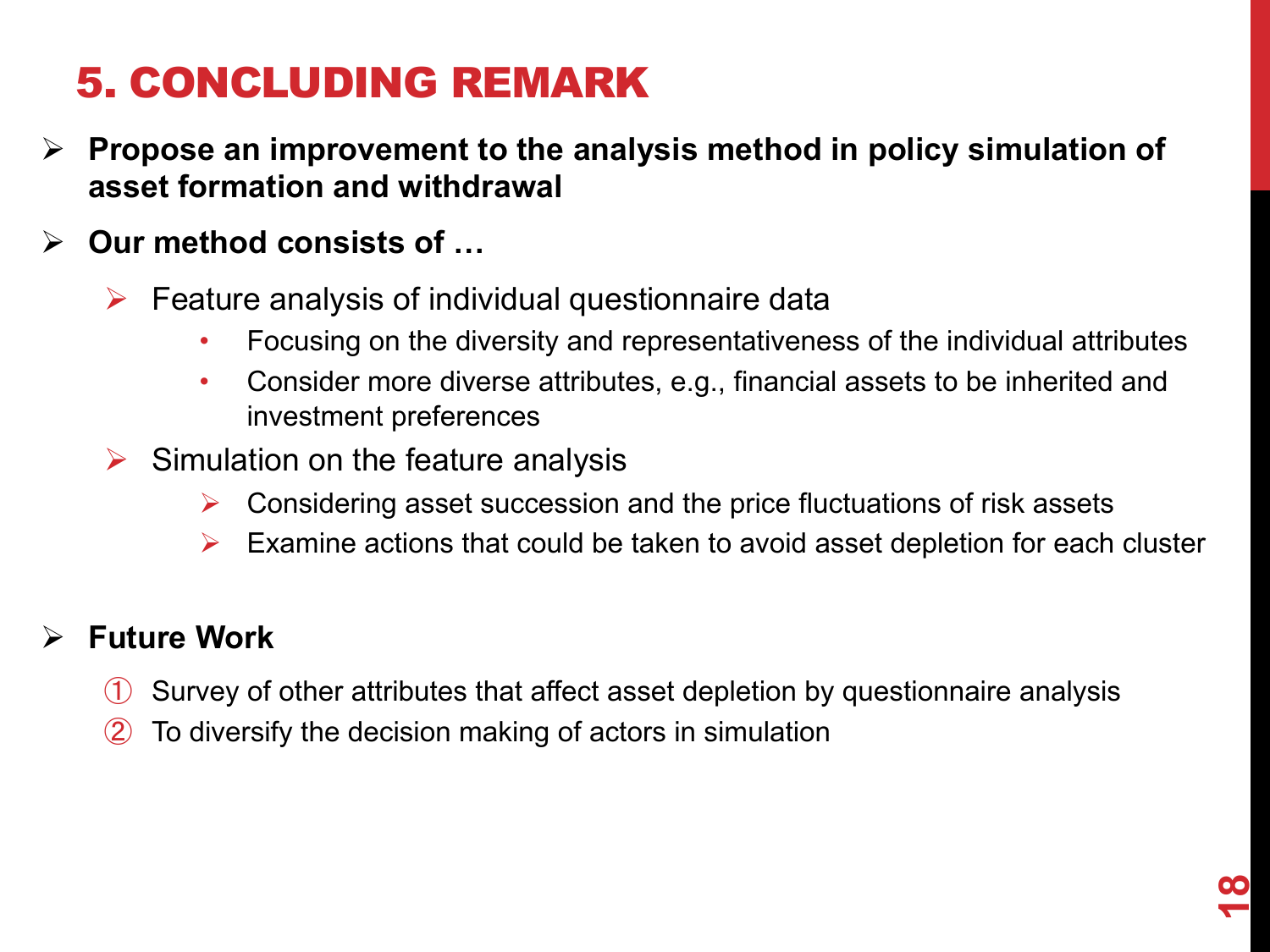# 5. CONCLUDING REMARK

- **Propose an improvement to the analysis method in policy simulation of asset formation and withdrawal**
- **Our method consists of …**
  - Feature analysis of individual questionnaire data
    - Focusing on the diversity and representativeness of the individual attributes
    - Consider more diverse attributes, e.g., financial assets to be inherited and investment preferences
  - Simulation on the feature analysis
    - Considering asset succession and the price fluctuations of risk assets
    - Examine actions that could be taken to avoid asset depletion for each cluster

- **Future Work**

  ① Survey of other attributes that affect asset depletion by questionnaire analysis

  ② To diversify the decision making of actors in simulation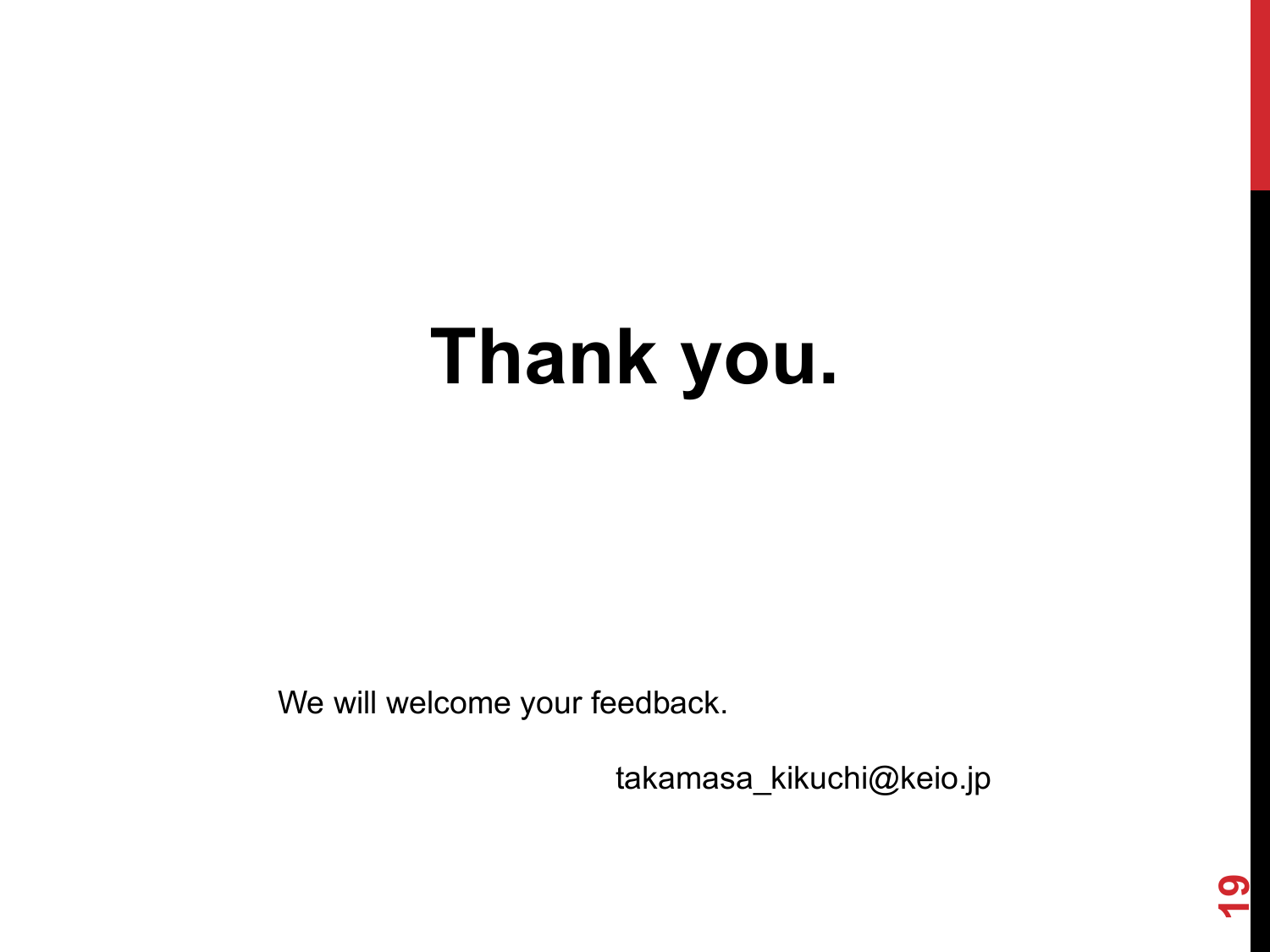# Thank you.

We will welcome your feedback.

takamasa_kikuchi@keio.jp